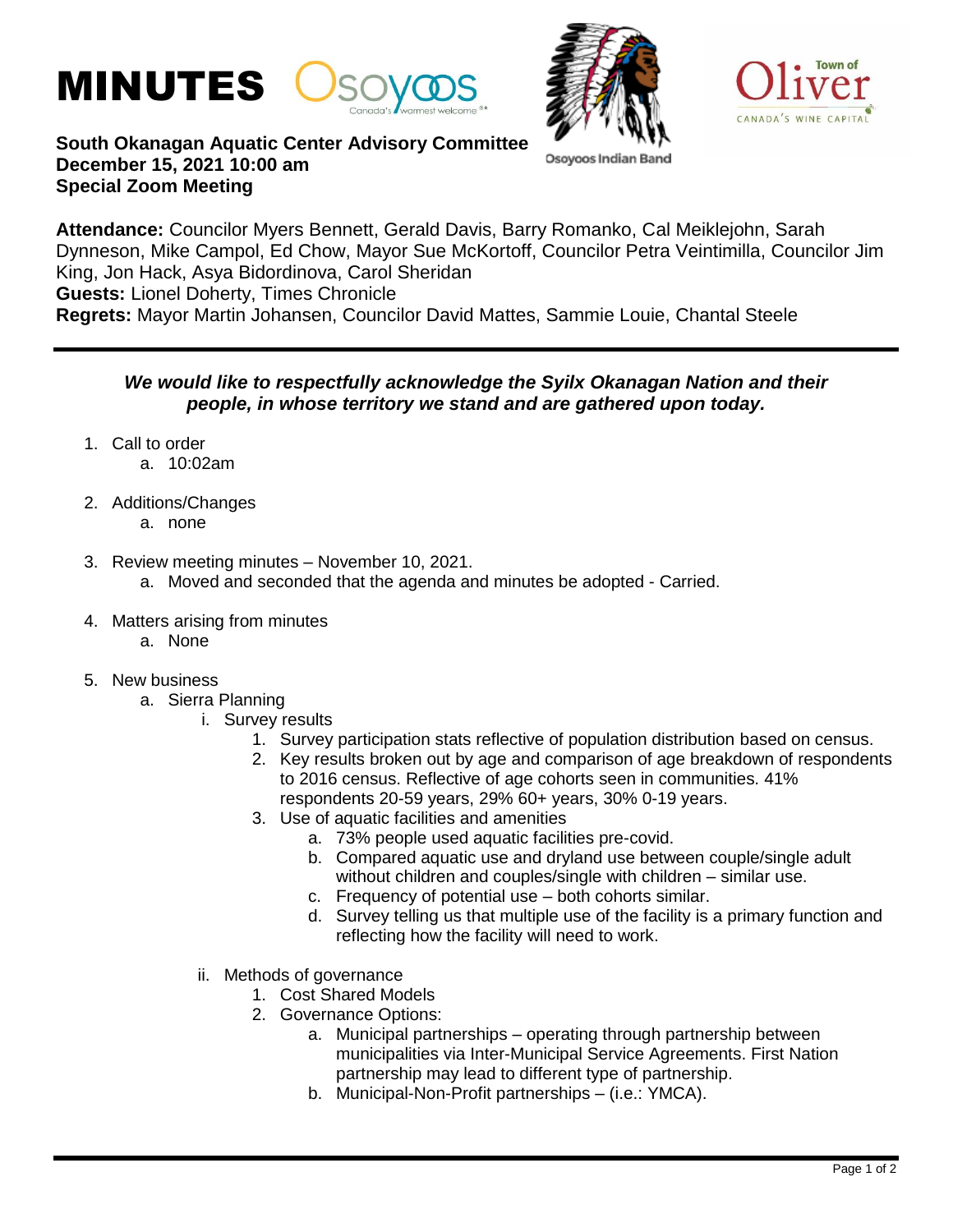# MINUTES

**South Okanagan Aquatic Center Advisory Committee**
**December 15, 2021 10:00 am**
**Special Zoom Meeting**

**Attendance:** Councilor Myers Bennett, Gerald Davis, Barry Romanko, Cal Meiklejohn, Sarah Dynneson, Mike Campol, Ed Chow, Mayor Sue McKortoff, Councilor Petra Veintimilla, Councilor Jim King, Jon Hack, Asya Bidordinova, Carol Sheridan
**Guests:** Lionel Doherty, Times Chronicle
**Regrets:** Mayor Martin Johansen, Councilor David Mattes, Sammie Louie, Chantal Steele

***We would like to respectfully acknowledge the Sylix Okanagan Nation and their people, in whose territory we stand and are gathered upon today.***

1. Call to order
    a. 10:02am

2. Additions/Changes
    a. none

3. Review meeting minutes – November 10, 2021.
    a. Moved and seconded that the agenda and minutes be adopted - Carried.

4. Matters arising from minutes
    a. None

5. New business
    a. Sierra Planning
        i. Survey results
            1. Survey participation stats reflective of population distribution based on census.
            2. Key results broken out by age and comparison of age breakdown of respondents to 2016 census. Reflective of age cohorts seen in communities. 41% respondents 20-59 years, 29% 60+ years, 30% 0-19 years.
            3. Use of aquatic facilities and amenities
                a. 73% people used aquatic facilities pre-covid.
                b. Compared aquatic use and dryland use between couple/single adult without children and couples/single with children – similar use.
                c. Frequency of potential use – both cohorts similar.
                d. Survey telling us that multiple use of the facility is a primary function and reflecting how the facility will need to work.

        ii. Methods of governance
            1. Cost Shared Models
            2. Governance Options:
                a. Municipal partnerships – operating through partnership between municipalities via Inter-Municipal Service Agreements. First Nation partnership may lead to different type of partnership.
                b. Municipal-Non-Profit partnerships – (i.e.: YMCA).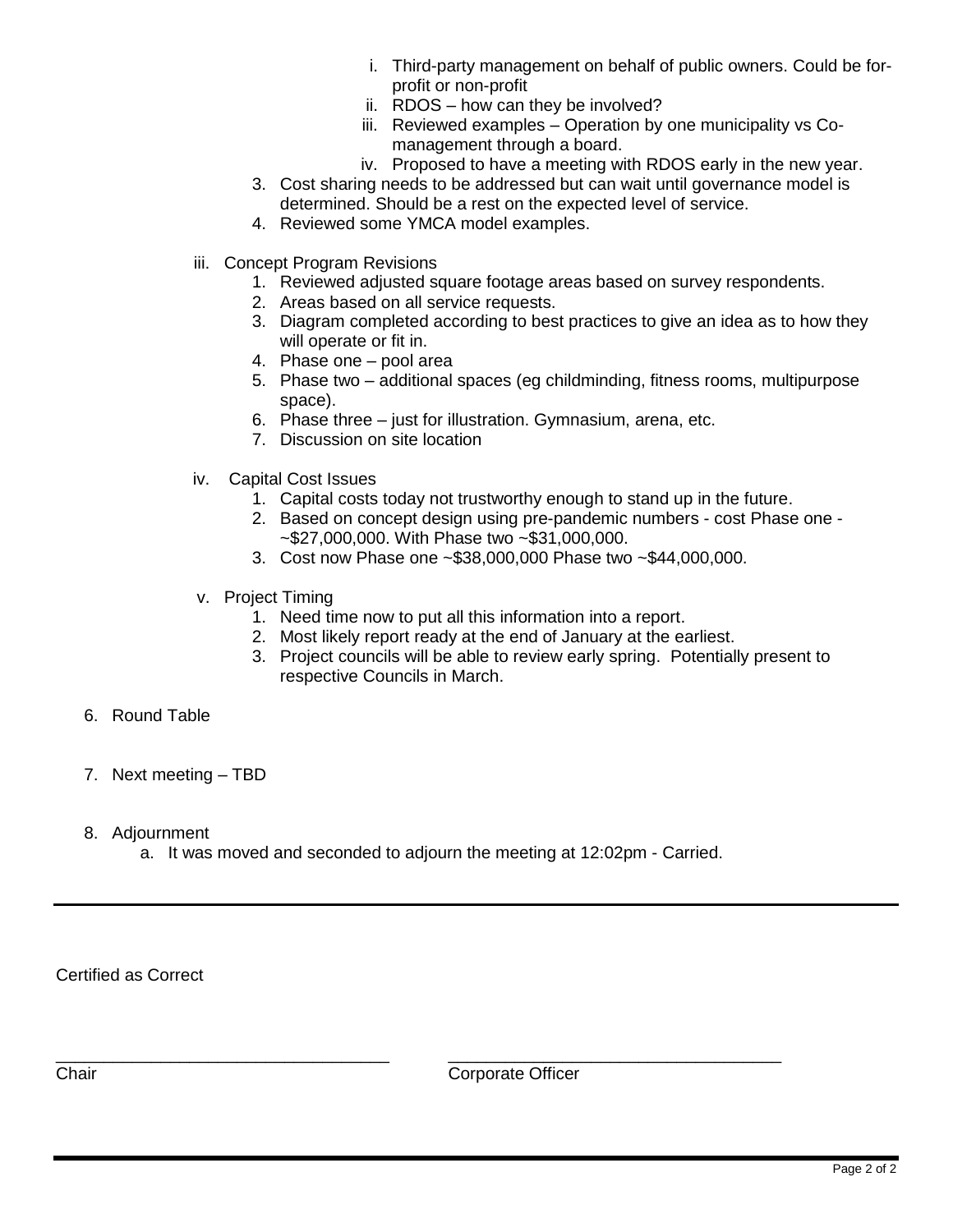i. Third-party management on behalf of public owners. Could be for-profit or non-profit
ii. RDOS – how can they be involved?
iii. Reviewed examples – Operation by one municipality vs Co-management through a board.
iv. Proposed to have a meeting with RDOS early in the new year.

3. Cost sharing needs to be addressed but can wait until governance model is determined. Should be a rest on the expected level of service.
4. Reviewed some YMCA model examples.

iii. Concept Program Revisions
  1. Reviewed adjusted square footage areas based on survey respondents.
  2. Areas based on all service requests.
  3. Diagram completed according to best practices to give an idea as to how they will operate or fit in.
  4. Phase one – pool area
  5. Phase two – additional spaces (eg childminding, fitness rooms, multipurpose space).
  6. Phase three – just for illustration. Gymnasium, arena, etc.
  7. Discussion on site location

iv. Capital Cost Issues
  1. Capital costs today not trustworthy enough to stand up in the future.
  2. Based on concept design using pre-pandemic numbers - cost Phase one - ~$27,000,000. With Phase two ~$31,000,000.
  3. Cost now Phase one ~$38,000,000 Phase two ~$44,000,000.

v. Project Timing
  1. Need time now to put all this information into a report.
  2. Most likely report ready at the end of January at the earliest.
  3. Project councils will be able to review early spring. Potentially present to respective Councils in March.

6. Round Table

7. Next meeting – TBD

8. Adjournment
   a. It was moved and seconded to adjourn the meeting at 12:02pm - Carried.

---

Certified as Correct

\_\_\_\_\_\_\_\_\_\_\_\_\_\_\_\_\_\_\_\_\_\_\_\_\_\_\_\_\_\_\_\_\_\_\_ &nbsp;&nbsp;&nbsp;&nbsp; \_\_\_\_\_\_\_\_\_\_\_\_\_\_\_\_\_\_\_\_\_\_\_\_\_\_\_\_\_\_\_\_\_\_\_

Chair &nbsp;&nbsp;&nbsp;&nbsp;&nbsp;&nbsp;&nbsp;&nbsp;&nbsp;&nbsp;&nbsp;&nbsp;&nbsp;&nbsp;&nbsp;&nbsp;&nbsp;&nbsp;&nbsp;&nbsp;&nbsp;&nbsp;&nbsp;&nbsp;&nbsp;&nbsp;&nbsp;&nbsp;&nbsp;&nbsp;&nbsp;&nbsp;&nbsp;&nbsp;&nbsp;&nbsp;&nbsp;&nbsp;&nbsp;&nbsp; Corporate Officer